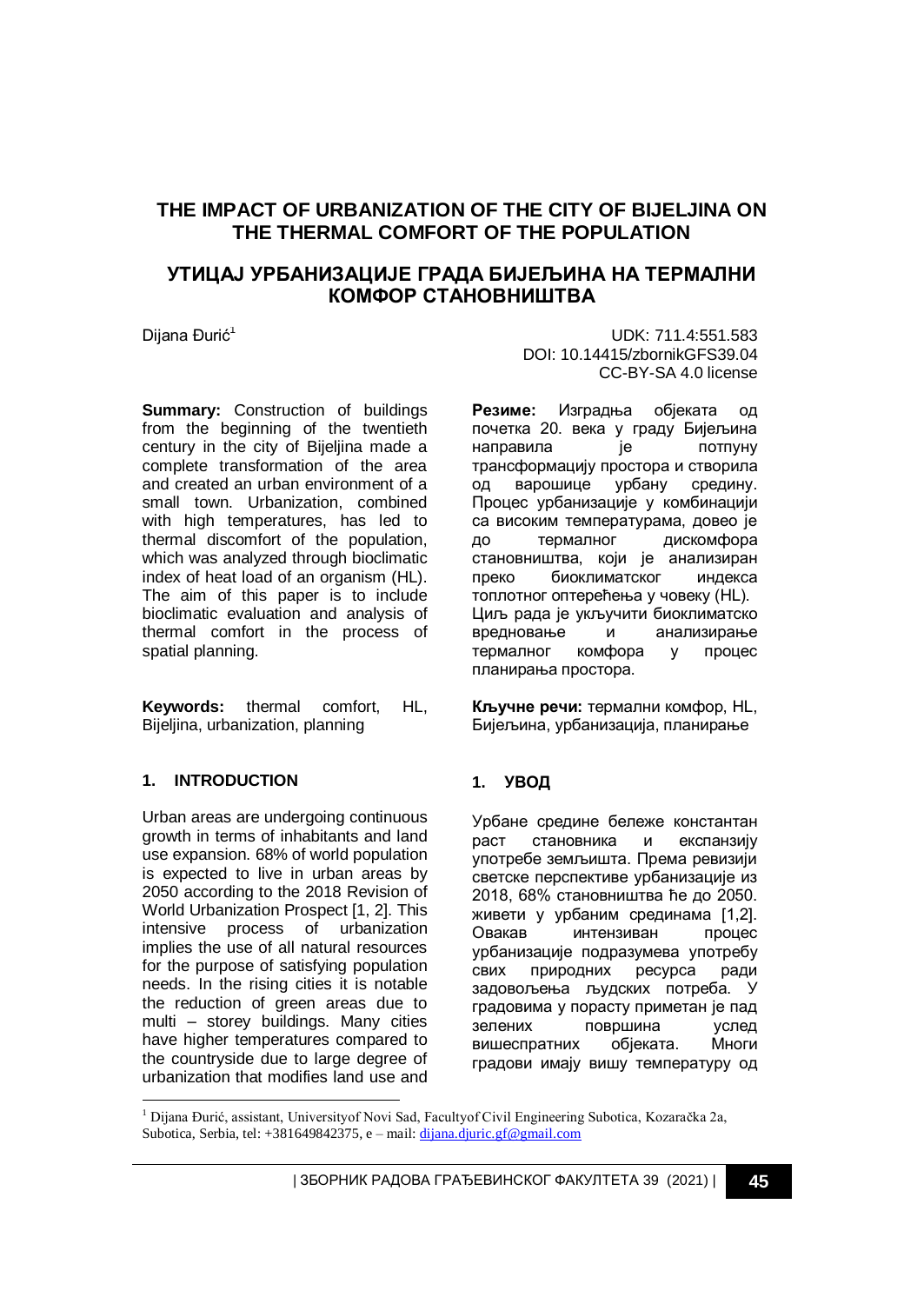# THE IMPACT OF URBANIZATION OF THE CITY OF BIJELJINA ON THE THERMAL COMFORT OF THE POPULATION

# УТИЦАЈ УРБАНИЗАЦИЈЕ ГРАДА БИЈЕЉИНА НА ТЕРМАЛНИ КОМФОР СТАНОВНИШТВА

Dijana Đurić[1]

UDK: 711.4:551.583
DOI: 10.14415/zbornikGFS39.04
CC-BY-SA 4.0 license

**Summary:** Construction of buildings from the beginning of the twentieth century in the city of Bijeljina made a complete transformation of the area and created an urban environment of a small town. Urbanization, combined with high temperatures, has led to thermal discomfort of the population, which was analyzed through bioclimatic index of heat load of an organism (HL). The aim of this paper is to include bioclimatic evaluation and analysis of thermal comfort in the process of spatial planning.

**Keywords:** thermal comfort, HL, Bijeljina, urbanization, planning

**Резиме:** Изградња објеката од почетка 20. века у граду Бијељина направила је потпуну трансформацију простора и створила од варошице урбану средину. Процес урбанизације у комбинацији са високим температурама, довео је до термалног дискомфора становништва, који је анализиран преко биоклиматског индекса топлотног оптерећења у човеку (HL). Циљ рада је укључити биоклиматско вредновање и анализирање термалног комфора у процес планирања простора.

**Кључне речи:** термални комфор, HL, Бијељина, урбанизација, планирање

## 1. INTRODUCTION

Urban areas are undergoing continuous growth in terms of inhabitants and land use expansion. 68% of world population is expected to live in urban areas by 2050 according to the 2018 Revision of World Urbanization Prospect [1, 2]. This intensive process of urbanization implies the use of all natural resources for the purpose of satisfying population needs. In the rising cities it is notable the reduction of green areas due to multi – storey buildings. Many cities have higher temperatures compared to the countryside due to large degree of urbanization that modifies land use and

## 1. УВОД

Урбане средине бележе константан раст становника и експанзију употребе земљишта. Према ревизији светске перспективе урбанизације из 2018, 68% становништва ће до 2050. живети у урбаним срединама [1,2]. Овакав интензиван процес урбанизације подразумева употребу свих природних ресурса ради задовољења људских потреба. У градовима у порасту приметан је пад зелених површина услед вишеспратних објеката. Многи градови имају вишу температуру од

[1] Dijana Đurić, assistant, Universityof Novi Sad, Facultyof Civil Engineering Subotica, Kozaračka 2a, Subotica, Serbia, tel: +381649842375, e – mail: dijana.djuric.gf@gmail.com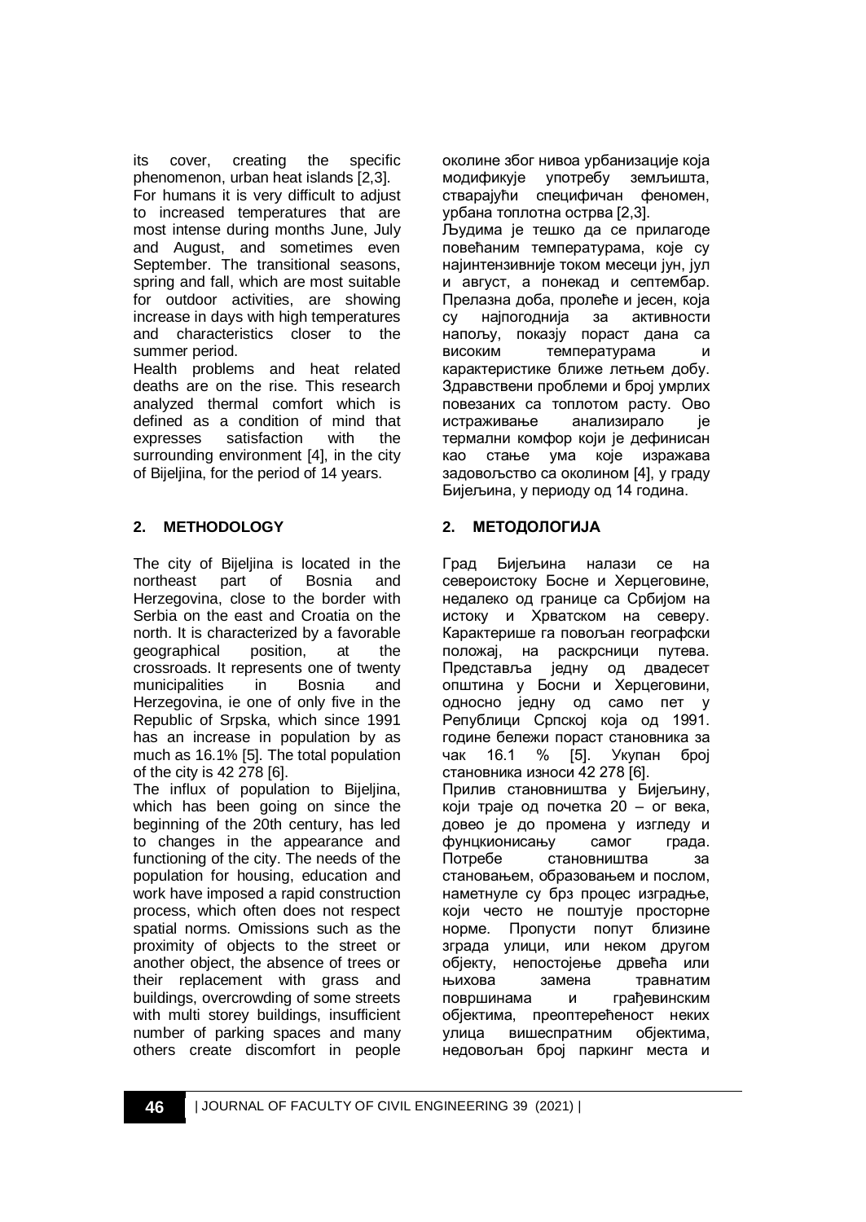its cover, creating the specific phenomenon, urban heat islands [2,3].

For humans it is very difficult to adjust to increased temperatures that are most intense during months June, July and August, and sometimes even September. The transitional seasons, spring and fall, which are most suitable for outdoor activities, are showing increase in days with high temperatures and characteristics closer to the summer period.

Health problems and heat related deaths are on the rise. This research analyzed thermal comfort which is defined as a condition of mind that expresses satisfaction with the surrounding environment [4], in the city of Bijeljina, for the period of 14 years.

## 2. METHODOLOGY

The city of Bijeljina is located in the northeast part of Bosnia and Herzegovina, close to the border with Serbia on the east and Croatia on the north. It is characterized by a favorable geographical position, at the crossroads. It represents one of twenty municipalities in Bosnia and Herzegovina, ie one of only five in the Republic of Srpska, which since 1991 has an increase in population by as much as 16.1% [5]. The total population of the city is 42 278 [6].

The influx of population to Bijeljina, which has been going on since the beginning of the 20th century, has led to changes in the appearance and functioning of the city. The needs of the population for housing, education and work have imposed a rapid construction process, which often does not respect spatial norms. Omissions such as the proximity of objects to the street or another object, the absence of trees or their replacement with grass and buildings, overcrowding of some streets with multi storey buildings, insufficient number of parking spaces and many others create discomfort in people

околине због нивоа урбанизације која модификује употребу земљишта, стварајући специфичан феномен, урбана топлотна острва [2,3].

Људима је тешко да се прилагоде повећаним температурама, које су најинтензивније током месеци јун, јул и август, а понекад и септембар. Прелазна доба, пролеће и јесен, која су најпогоднија за активности напољу, показју пораст дана са високим температурама и карактеристике ближе летњем добу. Здравствени проблеми и број умрлих повезаних са топлотом расту. Ово истраживање анализирало је термални комфор који је дефинисан као стање ума које изражава задовољство са околином [4], у граду Бијељина, у периоду од 14 година.

## 2. МЕТОДОЛОГИЈА

Град Бијељина налази се на североистоку Босне и Херцеговине, недалеко од границе са Србијом на истоку и Хрватском на северу. Карактерише га повољан географски положај, на раскрсници путева. Представља једну од двадесет општина у Босни и Херцеговини, односно једну од само пет у Републици Српској која од 1991. године бележи пораст становника за чак 16.1 % [5]. Укупан број становника износи 42 278 [6].

Прилив становништва у Бијељину, који траје од почетка 20 – ог века, довео је до промена у изгледу и фунцкионисању самог града. Потребе становништва за становањем, образовањем и послом, наметнуле су брз процес изградње, који често не поштује просторне норме. Пропусти попут близине зграда улици, или неком другом објекту, непостојење дрвећа или њихова замена травнатим површинама и грађевинским објектима, преоптерећеност неких улица вишеспратним објектима, недовољан број паркинг места и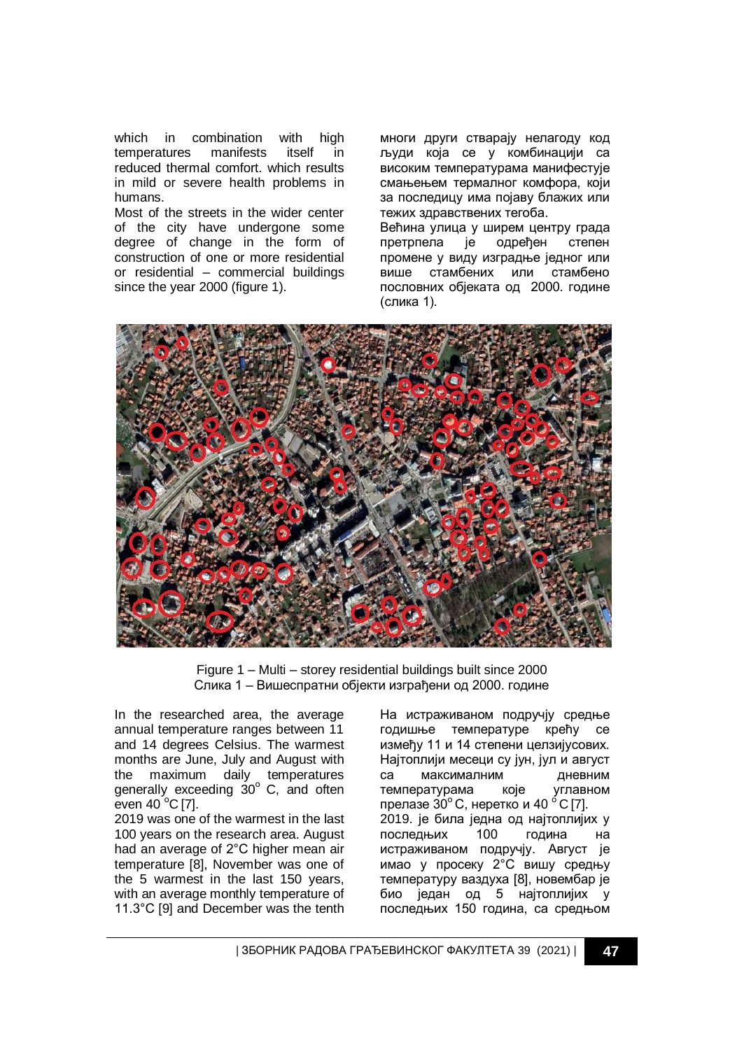which in combination with high temperatures manifests itself in reduced thermal comfort. which results in mild or severe health problems in humans.

Most of the streets in the wider center of the city have undergone some degree of change in the form of construction of one or more residential or residential – commercial buildings since the year 2000 (figure 1).

многи други стварају нелагоду код људи која се у комбинацији са високим температурама манифестује смањењем термалног комфора, који за последицу има појаву блажих или тежих здравствених тегоба.

Већина улица у ширем центру града претрпела је одређен степен промене у виду изградње једног или више стамбених или стамбено пословних објеката од 2000. године (слика 1).

Figure 1 – Multi – storey residential buildings built since 2000
Слика 1 – Вишеспратни објекти изграђени од 2000. године

In the researched area, the average annual temperature ranges between 11 and 14 degrees Celsius. The warmest months are June, July and August with the maximum daily temperatures generally exceeding 30° C, and often even 40 °C [7].

2019 was one of the warmest in the last 100 years on the research area. August had an average of 2°C higher mean air temperature [8], November was one of the 5 warmest in the last 150 years, with an average monthly temperature of 11.3°C [9] and December was the tenth

На истраживаном подручју средње годишње температуре крећу се између 11 и 14 степени целзијусових. Најтоплији месеци су јун, јул и август са максималним дневним температурама које углавном прелазе 30° C, неретко и 40 ° C [7].

2019. је била једна од најтоплијих у последњих 100 година на истраживаном подручју. Август је имао у просеку 2°C вишу средњу температуру ваздуха [8], новембар је био један од 5 најтоплијих у последњих 150 година, са средњом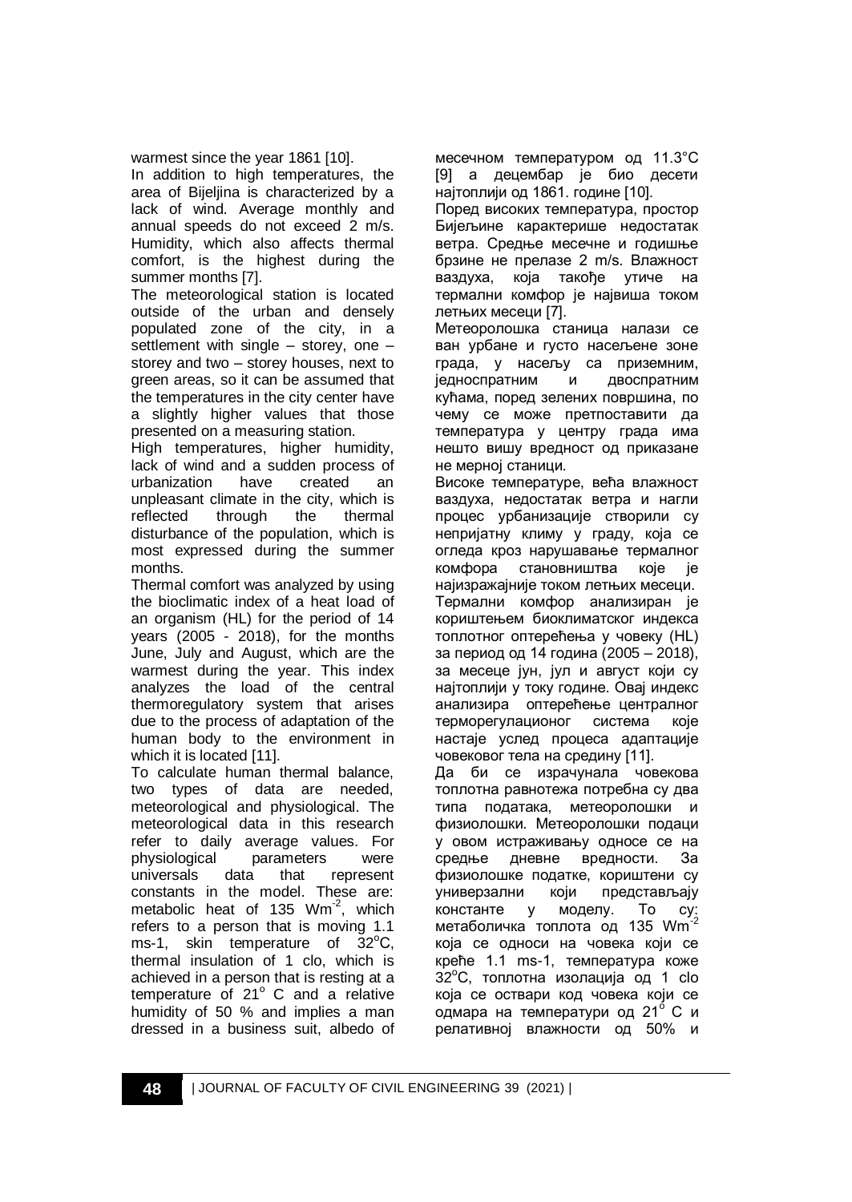warmest since the year 1861 [10].

In addition to high temperatures, the area of Bijeljina is characterized by a lack of wind. Average monthly and annual speeds do not exceed 2 m/s. Humidity, which also affects thermal comfort, is the highest during the summer months [7].

The meteorological station is located outside of the urban and densely populated zone of the city, in a settlement with single – storey, one – storey and two – storey houses, next to green areas, so it can be assumed that the temperatures in the city center have a slightly higher values that those presented on a measuring station.

High temperatures, higher humidity, lack of wind and a sudden process of urbanization have created an unpleasant climate in the city, which is reflected through the thermal disturbance of the population, which is most expressed during the summer months.

Thermal comfort was analyzed by using the bioclimatic index of a heat load of an organism (HL) for the period of 14 years (2005 - 2018), for the months June, July and August, which are the warmest during the year. This index analyzes the load of the central thermoregulatory system that arises due to the process of adaptation of the human body to the environment in which it is located [11].

To calculate human thermal balance, two types of data are needed, meteorological and physiological. The meteorological data in this research refer to daily average values. For physiological parameters were universals data that represent constants in the model. These are: metabolic heat of 135 $Wm^{-2}$, which refers to a person that is moving 1.1 ms-1, skin temperature of 32$^{o}$C, thermal insulation of 1 clo, which is achieved in a person that is resting at a temperature of 21$^{o}$ C and a relative humidity of 50 % and implies a man dressed in a business suit, albedo of

месечном температуром од 11.3°C [9] а децембар је био десети најтоплији од 1861. године [10].

Поред високих температура, простор Бијељине карактерише недостатак ветра. Средње месечне и годишње брзине не прелазе 2 m/s. Влажност ваздуха, која такође утиче на термални комфор је највиша током летњих месеци [7].

Метеоролошка станица налази се ван урбане и густо насељене зоне града, у насељу са приземним, једноспратним и двоспратним кућама, поред зелених површина, по чему се може претпоставити да температура у центру града има нешто вишу вредност од приказане не мерној станици.

Високе температуре, већа влажност ваздуха, недостатак ветра и нагли процес урбанизације створили су непријатну климу у граду, која се огледа кроз нарушавање термалног комфора становништва које је најизраженије током летњих месеци.

Термални комфор анализиран је коришћењем биоклиматског индекса топлотног оптерећења у човеку (HL) за период од 14 година (2005 – 2018), за месеце јун, јул и август који су најтоплији у току године. Овај индекс анализира оптерећење централног терморегулационог система које настаје услед процеса адаптације човековог тела на средину [11].

Да би се израчунала човекова топлотна равнотежа потребна су два типа података, метеоролошки и физиолошки. Метеоролошки подаци у овом истраживању односе се на средње дневне вредности. За физиолошке податке, коришћени су универзални који представљају константе у моделу. То су: метаболичка топлота од 135 $Wm^{-2}$ која се односи на човека који се креће 1.1 ms-1, температура коже 32$^{o}$C, топлотна изолација од 1 clo која се оствари код човека који се одмара на температури од 21$^{o}$ C и релативној влажности од 50% и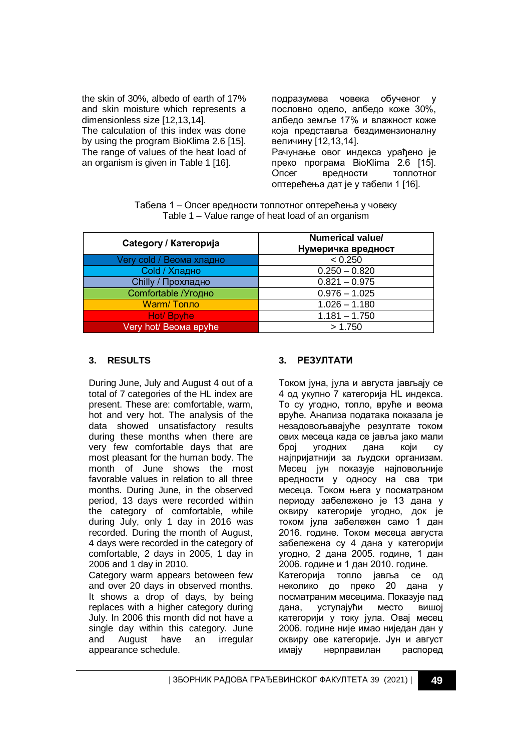the skin of 30%, albedo of earth of 17% and skin moisture which represents a dimensionless size [12,13,14].
The calculation of this index was done by using the program BioKlima 2.6 [15]. The range of values of the heat load of an organism is given in Table 1 [16].

подразумева човека обученог у пословно одело, албедо коже 30%, албедо земље 17% и влажност коже која представља бездимензионалну величину [12,13,14].
Рачунање овог индекса урађено је преко програма BioKlima 2.6 [15]. Опсег вредности топлотног оптерећења дат је у табели 1 [16].

Табела 1 – Опсег вредности топлотног оптерећења у човеку
Table 1 – Value range of heat load of an organism

| Category / Категорија | Numerical value/ Нумеричка вредност |
|---|---|
| Very cold / Веома хладно | < 0.250 |
| Cold / Хладно | 0.250 – 0.820 |
| Chilly / Прохладно | 0.821 – 0.975 |
| Comfortable /Угодно | 0.976 – 1.025 |
| Warm/ Топло | 1.026 – 1.180 |
| Hot/ Врућe | 1.181 – 1.750 |
| Very hot/ Веома вруће | > 1.750 |

## 3. RESULTS

During June, July and August 4 out of a total of 7 categories of the HL index are present. These are: comfortable, warm, hot and very hot. The analysis of the data showed unsatisfactory results during these months when there are very few comfortable days that are most pleasant for the human body. The month of June shows the most favorable values in relation to all three months. During June, in the observed period, 13 days were recorded within the category of comfortable, while during July, only 1 day in 2016 was recorded. During the month of August, 4 days were recorded in the category of comfortable, 2 days in 2005, 1 day in 2006 and 1 day in 2010.
Category warm appears betoween few and over 20 days in observed months. It shows a drop of days, by being replaces with a higher category during July. In 2006 this month did not have a single day within this category. June and August have an irregular appearance schedule.

## 3. РЕЗУЛТАТИ

Током јуна, јула и августа јављају се 4 од укупно 7 категорија HL индекса. То су угодно, топло, вруће и веома вруће. Анализа података показала је незадовољавајуће резултате током ових месеца када се јавља јако мали број угодних дана који су најпријатнији за људски организам. Месец јун показује најповољније вредности у односу на сва три месеца. Током њега у посматраном периоду забележено је 13 дана у оквиру категорије угодно, док је током јула забележен само 1 дан 2016. године. Током месеца августа забележена су 4 дана у категорији угодно, 2 дана 2005. године, 1 дан 2006. године и 1 дан 2010. године.
Категорија топло јавља се од неколико до преко 20 дана у посматраним месецима. Показује пад дана, уступајући место вишој категорији у току јула. Овај месец 2006. године није имао ниједан дан у оквиру ове категорије. Јун и август имају нерправилан распоред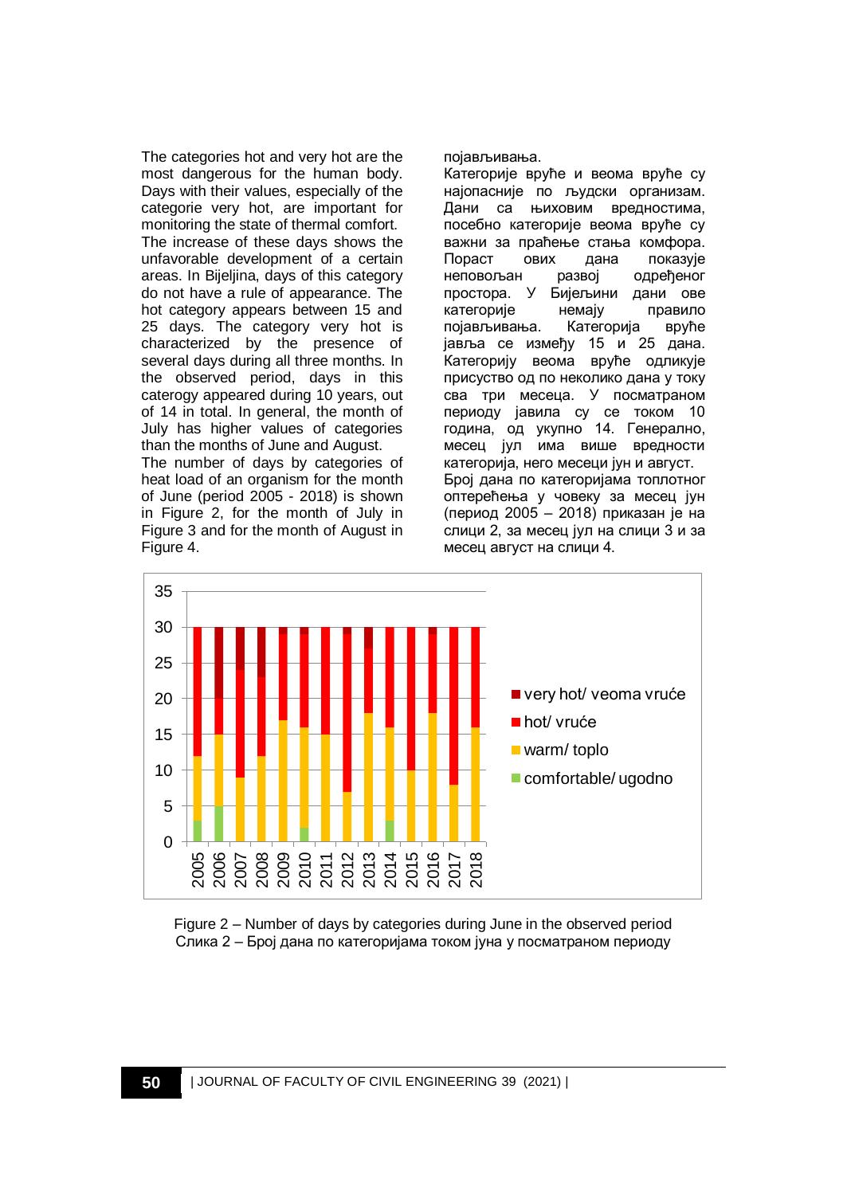The categories hot and very hot are the most dangerous for the human body. Days with their values, especially of the categorie very hot, are important for monitoring the state of thermal comfort. The increase of these days shows the unfavorable development of a certain areas. In Bijeljina, days of this category do not have a rule of appearance. The hot category appears between 15 and 25 days. The category very hot is characterized by the presence of several days during all three months. In the observed period, days in this caterogy appeared during 10 years, out of 14 in total. In general, the month of July has higher values of categories than the months of June and August.

The number of days by categories of heat load of an organism for the month of June (period 2005 - 2018) is shown in Figure 2, for the month of July in Figure 3 and for the month of August in Figure 4.

појављивања.

Категорије вруће и веома вруће су најопасније по људски организам. Дани са њиховим вредностима, посебно категорије веома вруће су важни за праћење стања комфора. Пораст ових дана показује неповољан развој одређеног простора. У Бијељини дани ове категорије немају правило појављивања. Категорија вруће јавља се између 15 и 25 дана. Категорију веома вруће одликује присуство од по неколико дана у току сва три месеца. У посматраном периоду јавила су се током 10 година, од укупно 14. Генерално, месец јул има више вредности категорија, него месеци јун и август.

Број дана по категоријама топлотног оптерећења у човеку за месец јун (период 2005 – 2018) приказан је на слици 2, за месец јул на слици 3 и за месец август на слици 4.

Figure 2 – Number of days by categories during June in the observed period
Слика 2 – Број дана по категоријама током јуна у посматраном периоду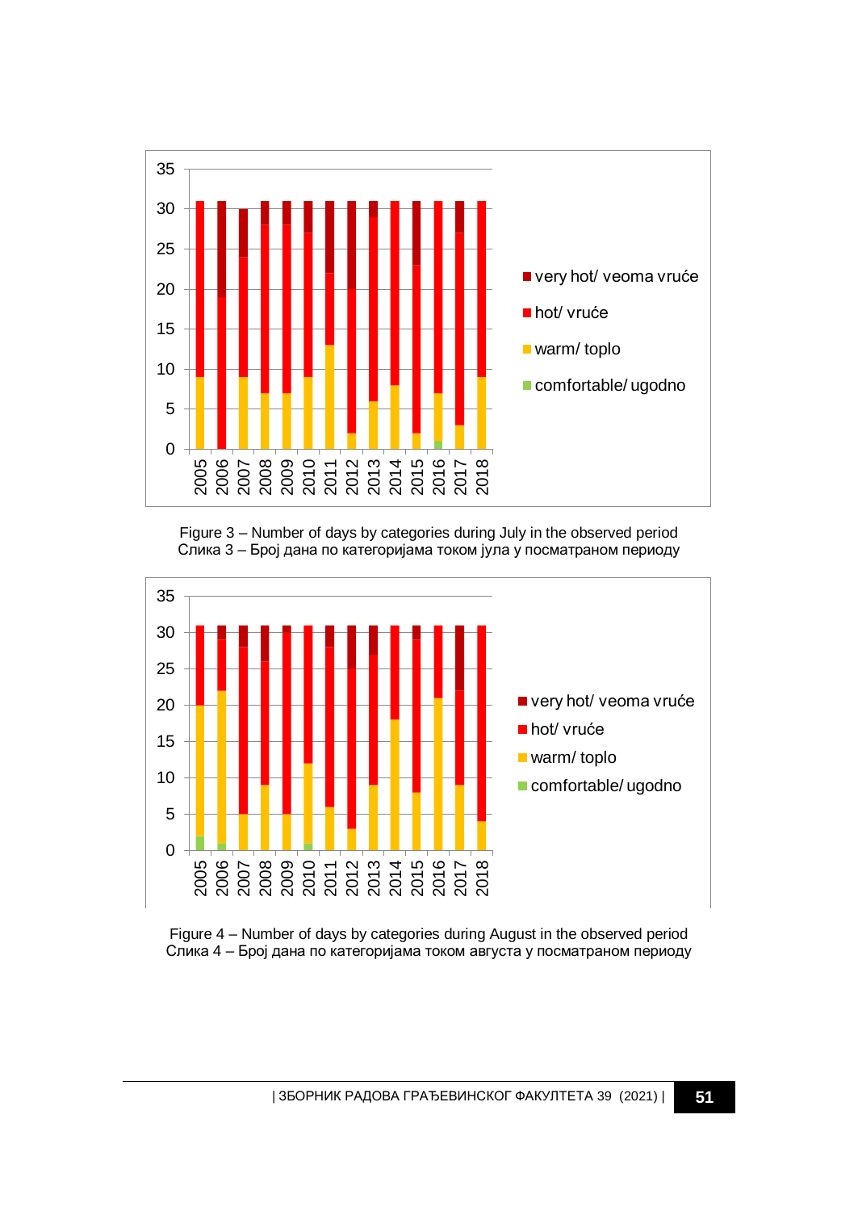Figure 3 – Number of days by categories during July in the observed period
Слика 3 – Број дана по категоријама током јула у посматраном периоду

Figure 4 – Number of days by categories during August in the observed period
Слика 4 – Број дана по категоријама током августа у посматраном периоду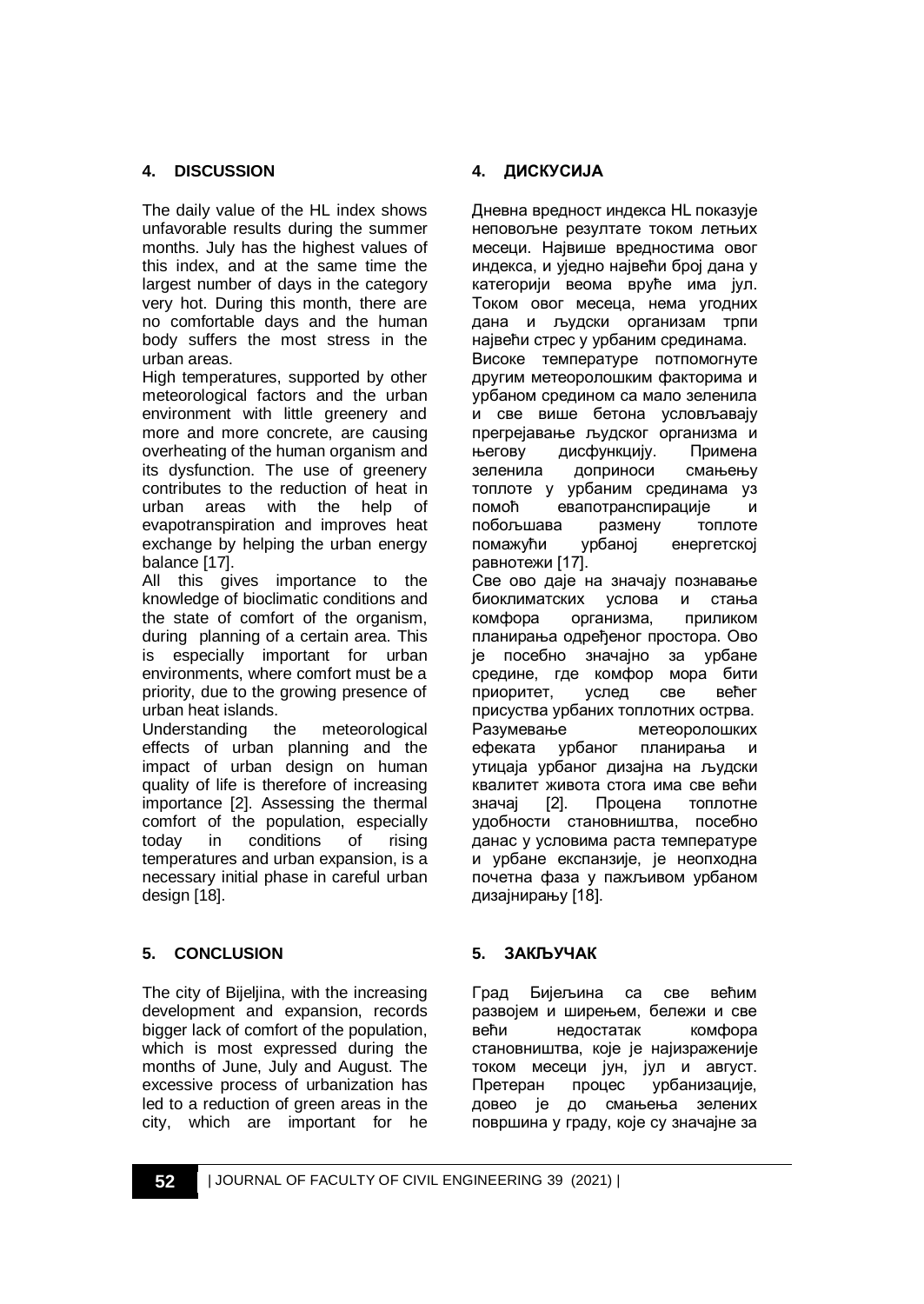## 4. DISCUSSION

The daily value of the HL index shows unfavorable results during the summer months. July has the highest values of this index, and at the same time the largest number of days in the category very hot. During this month, there are no comfortable days and the human body suffers the most stress in the urban areas.

High temperatures, supported by other meteorological factors and the urban environment with little greenery and more and more concrete, are causing overheating of the human organism and its dysfunction. The use of greenery contributes to the reduction of heat in urban areas with the help of evapotranspiration and improves heat exchange by helping the urban energy balance [17].

All this gives importance to the knowledge of bioclimatic conditions and the state of comfort of the organism, during planning of a certain area. This is especially important for urban environments, where comfort must be a priority, due to the growing presence of urban heat islands.

Understanding the meteorological effects of urban planning and the impact of urban design on human quality of life is therefore of increasing importance [2]. Assessing the thermal comfort of the population, especially today in conditions of rising temperatures and urban expansion, is a necessary initial phase in careful urban design [18].

## 5. CONCLUSION

The city of Bijeljina, with the increasing development and expansion, records bigger lack of comfort of the population, which is most expressed during the months of June, July and August. The excessive process of urbanization has led to a reduction of green areas in the city, which are important for he

## 4. ДИСКУСИЈА

Дневна вредност индекса HL показује неповољне резултате током летњих месеци. Највише вредностима овог индекса, и уједно највећи број дана у категорији веома вруће има јул. Током овог месеца, нема угодних дана и људски организам трпи највећи стрес у урбаним срединама.

Високе температуре потпомогнуте другим метеоролошким факторима и урбаном средином са мало зеленила и све више бетона условљавају прегрејавање људског организма и његову дисфункцију. Примена зеленила доприноси смањењу топлоте у урбаним срединама уз помоћ евапотранспирације и побољшава размену топлоте помажући урбаној енергетској равнотежи [17].

Све ово даје на значају познавање биоклиматских услова и стања комфора организма, приликом планирања одређеног простора. Ово је посебно значајно за урбане средине, где комфор мора бити приоритет, услед све већег присуства урбаних топлотних острва.

Разумевање метеоролошких ефеката урбаног планирања и утицаја урбаног дизајна на људски квалитет живота стога има све већи значај [2]. Процена топлотне удобности становништва, посебно данас у условима раста температуре и урбане експанзије, је неопходна почетна фаза у пажљивом урбаном дизајнирању [18].

## 5. ЗАКЉУЧАК

Град Бијељина са све већим развојем и ширењем, бележи и све већи недостатак комфора становништва, које је најизраженије током месеци јун, јул и август. Претеран процес урбанизације, довео је до смањења зелених површина у граду, које су значајне за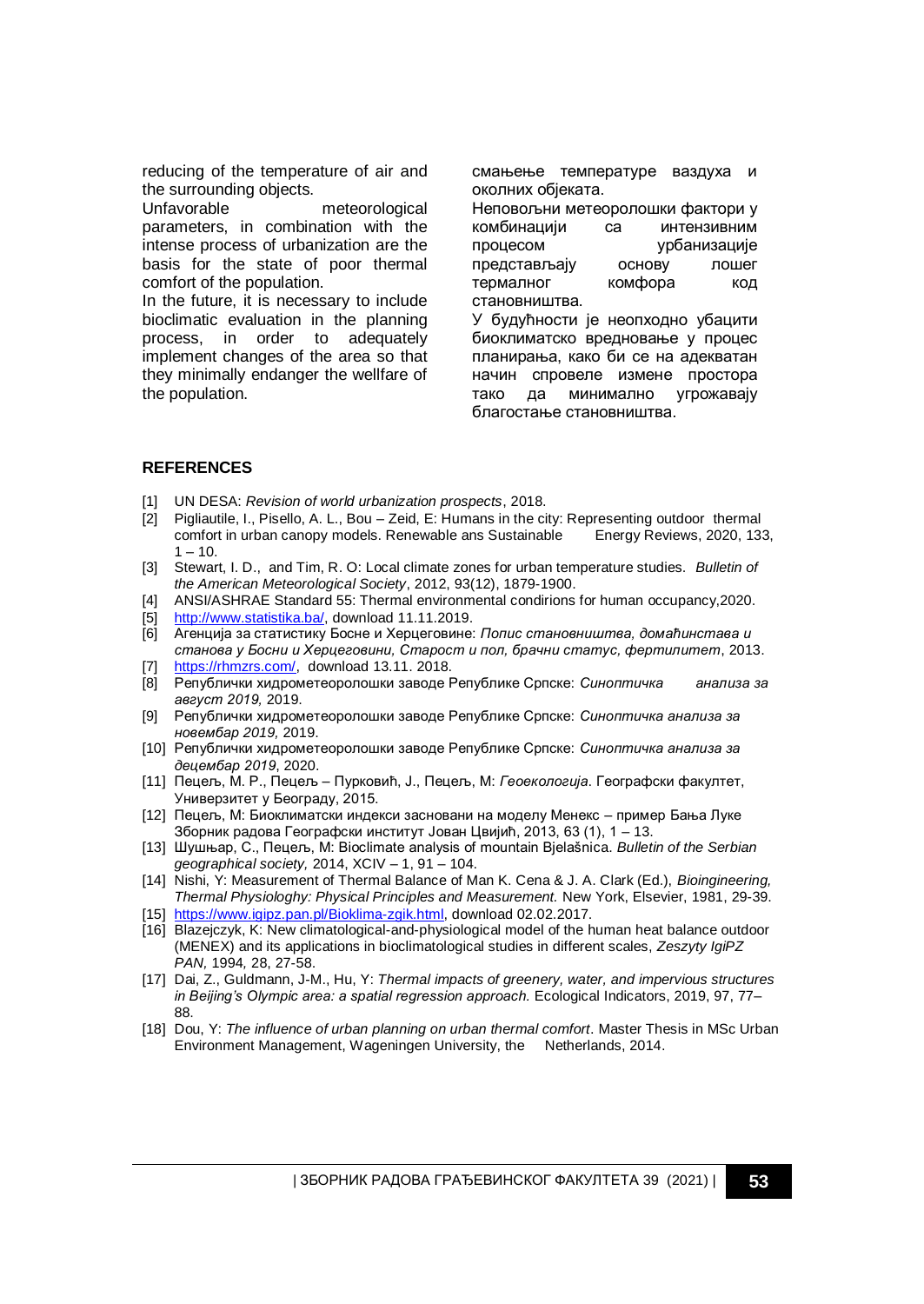reducing of the temperature of air and the surrounding objects.

Unfavorable meteorological parameters, in combination with the intense process of urbanization are the basis for the state of poor thermal comfort of the population.

In the future, it is necessary to include bioclimatic evaluation in the planning process, in order to adequately implement changes of the area so that they minimally endanger the wellfare of the population.

смањење температуре ваздуха и околних објеката.

Неповољни метеоролошки фактори у комбинацији са интензивним процесом урбанизације представљају основу лошег термалног комфора код становништва.

У будућности је неопходно убацити биоклиматско вредновање у процес планирања, како би се на адекватан начин спровеле измене простора тако да минимално угрожавају благостање становништва.

## REFERENCES

[1] UN DESA: *Revision of world urbanization prospects*, 2018.

[2] Pigliautile, I., Pisello, A. L., Bou – Zeid, E: Humans in the city: Representing outdoor thermal comfort in urban canopy models. Renewable ans Sustainable Energy Reviews, 2020, 133, 1 – 10.

[3] Stewart, I. D., and Tim, R. O: Local climate zones for urban temperature studies. *Bulletin of the American Meteorological Society*, 2012, 93(12), 1879-1900.

[4] ANSI/ASHRAE Standard 55: Thermal environmental condirions for human occupancy,2020.

[5] http://www.statistika.ba/, download 11.11.2019.

[6] Агенција за статистику Босне и Херцеговине: *Попис становништва, домаћинстава и станова у Босни и Херцеговини, Старост и пол, брачни статус, фертилитет*, 2013.

[7] https://rhmzrs.com/, download 13.11. 2018.

[8] Републички хидрометеоролошки заводе Републике Српске: *Синоптичка анализа за август 2019,* 2019.

[9] Републички хидрометеоролошки заводе Републике Српске: *Синоптичка анализа за новембар 2019,* 2019.

[10] Републички хидрометеоролошки заводе Републике Српске: *Синоптичка анализа за децембар 2019*, 2020.

[11] Пецељ, М. Р., Пецељ – Пурковић, Ј., Пецељ, М: *Геоекологија*. Географски факултет, Универзитет у Београду, 2015.

[12] Пецељ, М: Биоклиматски индекси засновани на моделу Менекс – пример Бања Луке Зборник радова Географски институт Јован Цвијић, 2013, 63 (1), 1 – 13.

[13] Шушњар, С., Пецељ, М: Bioclimate analysis of mountain Bjelašnica. *Bulletin of the Serbian geographical society,* 2014, XCIV – 1, 91 – 104.

[14] Nishi, Y: Measurement of Thermal Balance of Man K. Cena & J. A. Clark (Ed.), *Bioingineering, Thermal Physiologhy: Physical Principles and Measurement.* New York, Elsevier, 1981, 29-39.

[15] https://www.igipz.pan.pl/Bioklima-zgik.html, download 02.02.2017.

[16] Blazejczyk, K: New climatological-and-physiological model of the human heat balance outdoor (MENEX) and its applications in bioclimatological studies in different scales, *Zeszyty IgiPZ PAN,* 1994*,* 28, 27-58.

[17] Dai, Z., Guldmann, J-M., Hu, Y: *Thermal impacts of greenery, water, and impervious structures in Beijing's Olympic area: a spatial regression approach.* Ecological Indicators, 2019, 97, 77–88.

[18] Dou, Y: *The influence of urban planning on urban thermal comfort*. Master Thesis in MSc Urban Environment Management, Wageningen University, the Netherlands, 2014.